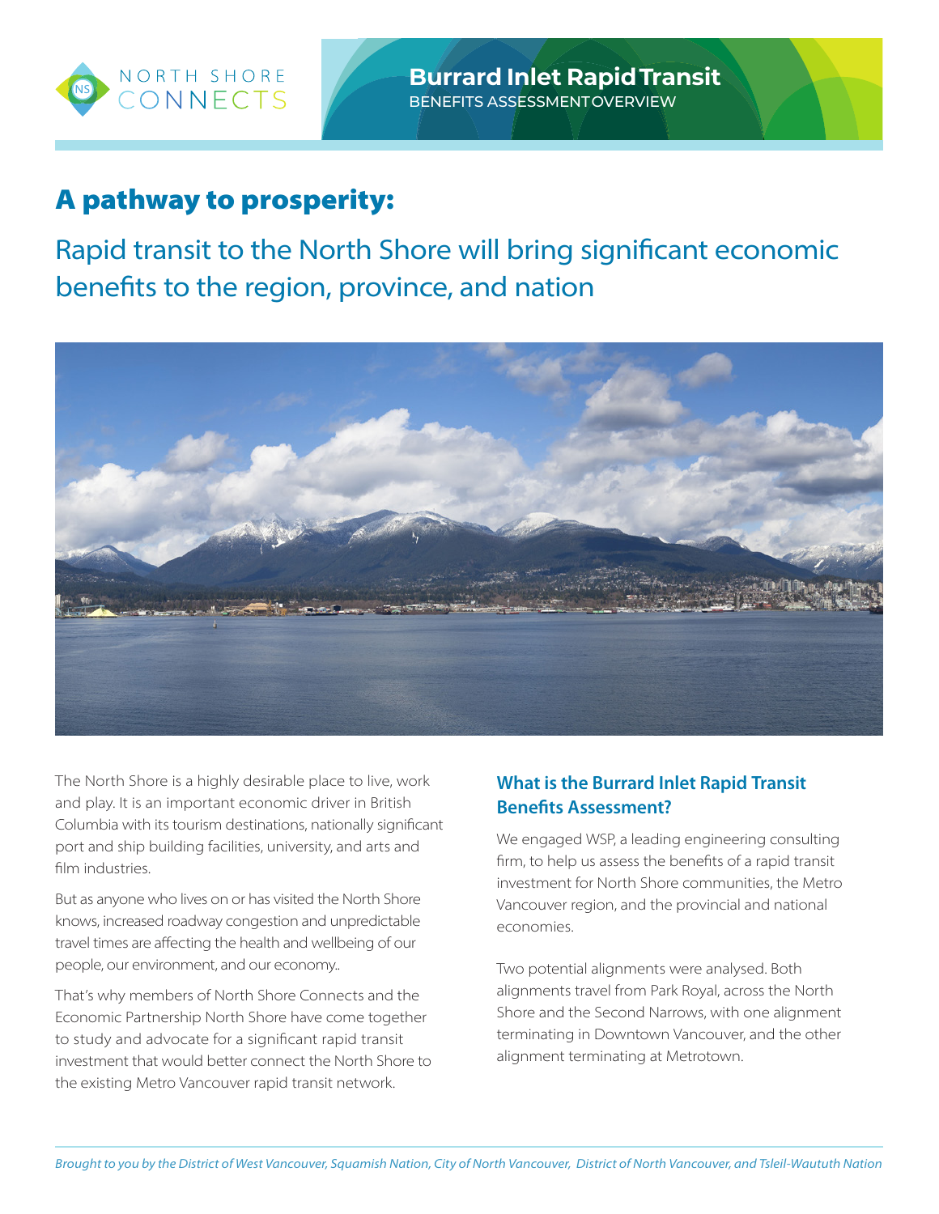NORTH SHORE CONNECTS

**Burrard Inlet Rapid Transit**
BENEFITS ASSESSMENTOVERVIEW

# A pathway to prosperity:

## Rapid transit to the North Shore will bring significant economic benefits to the region, province, and nation

The North Shore is a highly desirable place to live, work and play. It is an important economic driver in British Columbia with its tourism destinations, nationally significant port and ship building facilities, university, and arts and film industries.

But as anyone who lives on or has visited the North Shore knows, increased roadway congestion and unpredictable travel times are affecting the health and wellbeing of our people, our environment, and our economy..

That's why members of North Shore Connects and the Economic Partnership North Shore have come together to study and advocate for a significant rapid transit investment that would better connect the North Shore to the existing Metro Vancouver rapid transit network.

### What is the Burrard Inlet Rapid Transit Benefits Assessment?

We engaged WSP, a leading engineering consulting firm, to help us assess the benefits of a rapid transit investment for North Shore communities, the Metro Vancouver region, and the provincial and national economies.

Two potential alignments were analysed. Both alignments travel from Park Royal, across the North Shore and the Second Narrows, with one alignment terminating in Downtown Vancouver, and the other alignment terminating at Metrotown.

*Brought to you by the District of West Vancouver, Squamish Nation, City of North Vancouver, District of North Vancouver, and Tsleil-Waututh Nation*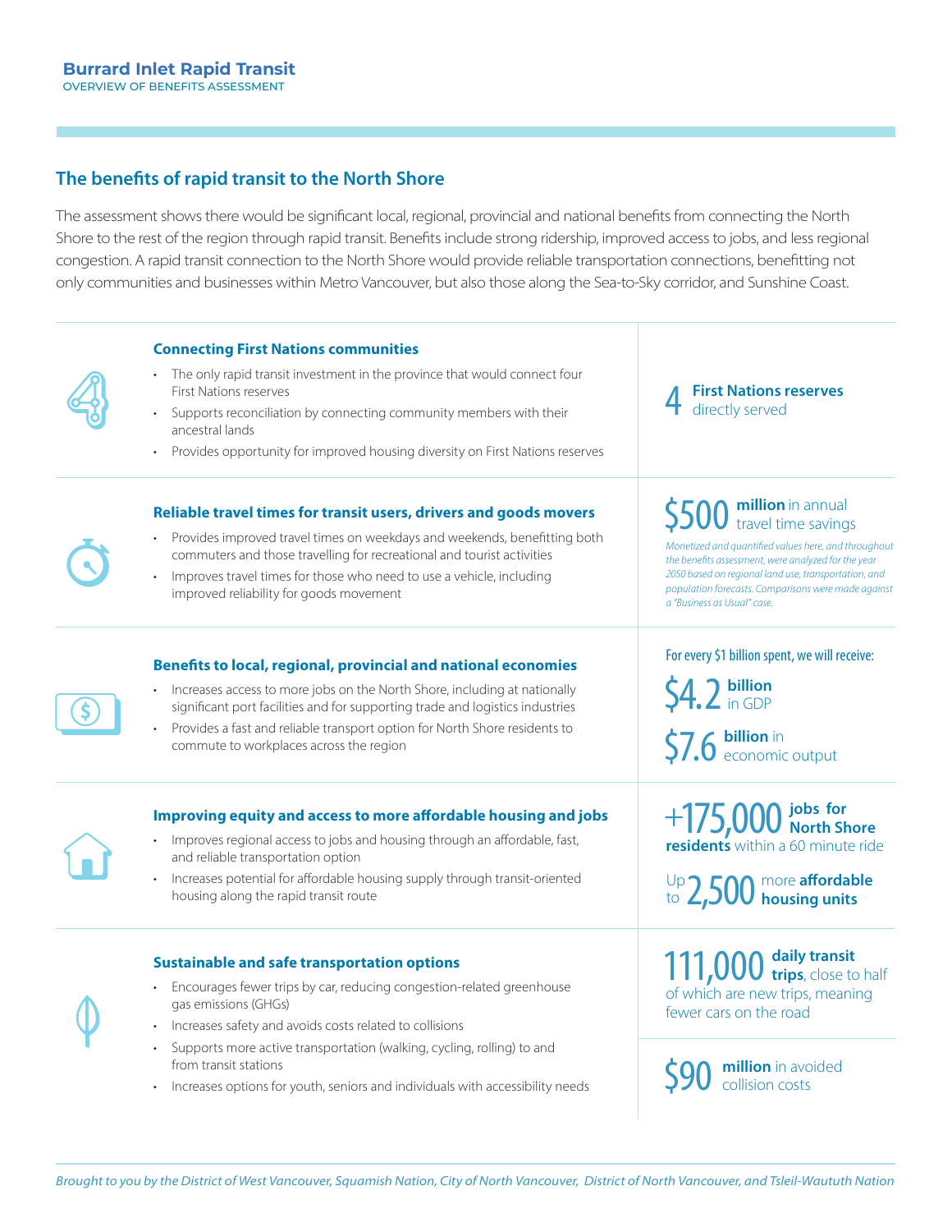**Burrard Inlet Rapid Transit**
OVERVIEW OF BENEFITS ASSESSMENT

## The benefits of rapid transit to the North Shore

The assessment shows there would be significant local, regional, provincial and national benefits from connecting the North Shore to the rest of the region through rapid transit. Benefits include strong ridership, improved access to jobs, and less regional congestion. A rapid transit connection to the North Shore would provide reliable transportation connections, benefitting not only communities and businesses within Metro Vancouver, but also those along the Sea-to-Sky corridor, and Sunshine Coast.

### Connecting First Nations communities

- The only rapid transit investment in the province that would connect four First Nations reserves
- Supports reconciliation by connecting community members with their ancestral lands
- Provides opportunity for improved housing diversity on First Nations reserves

**4 First Nations reserves** directly served

### Reliable travel times for transit users, drivers and goods movers

- Provides improved travel times on weekdays and weekends, benefitting both commuters and those travelling for recreational and tourist activities
- Improves travel times for those who need to use a vehicle, including improved reliability for goods movement

**$500 million** in annual travel time savings

*Monetized and quantified values here, and throughout the benefits assessment, were analyzed for the year 2050 based on regional land use, transportation, and population forecasts. Comparisons were made against a "Business as Usual" case.*

### Benefits to local, regional, provincial and national economies

- Increases access to more jobs on the North Shore, including at nationally significant port facilities and for supporting trade and logistics industries
- Provides a fast and reliable transport option for North Shore residents to commute to workplaces across the region

For every $1 billion spent, we will receive:

**$4.2 billion** in GDP

**$7.6 billion** in economic output

### Improving equity and access to more affordable housing and jobs

- Improves regional access to jobs and housing through an affordable, fast, and reliable transportation option
- Increases potential for affordable housing supply through transit-oriented housing along the rapid transit route

**+175,000 jobs for North Shore residents** within a 60 minute ride

Up to **2,500** more **affordable housing units**

### Sustainable and safe transportation options

- Encourages fewer trips by car, reducing congestion-related greenhouse gas emissions (GHGs)
- Increases safety and avoids costs related to collisions
- Supports more active transportation (walking, cycling, rolling) to and from transit stations
- Increases options for youth, seniors and individuals with accessibility needs

**111,000 daily transit trips**, close to half of which are new trips, meaning fewer cars on the road

**$90 million** in avoided collision costs

*Brought to you by the District of West Vancouver, Squamish Nation, City of North Vancouver, District of North Vancouver, and Tsleil-Waututh Nation*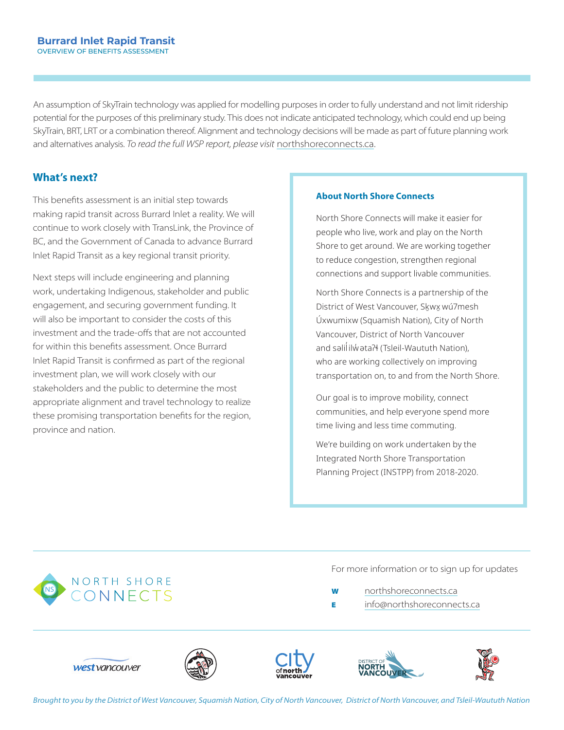An assumption of SkyTrain technology was applied for modelling purposes in order to fully understand and not limit ridership potential for the purposes of this preliminary study. This does not indicate anticipated technology, which could end up being SkyTrain, BRT, LRT or a combination thereof. Alignment and technology decisions will be made as part of future planning work and alternatives analysis. *To read the full WSP report, please visit* northshoreconnects.ca.

## What's next?

This benefits assessment is an initial step towards making rapid transit across Burrard Inlet a reality. We will continue to work closely with TransLink, the Province of BC, and the Government of Canada to advance Burrard Inlet Rapid Transit as a key regional transit priority.

Next steps will include engineering and planning work, undertaking Indigenous, stakeholder and public engagement, and securing government funding. It will also be important to consider the costs of this investment and the trade-offs that are not accounted for within this benefits assessment. Once Burrard Inlet Rapid Transit is confirmed as part of the regional investment plan, we will work closely with our stakeholders and the public to determine the most appropriate alignment and travel technology to realize these promising transportation benefits for the region, province and nation.

### About North Shore Connects

North Shore Connects will make it easier for people who live, work and play on the North Shore to get around. We are working together to reduce congestion, strengthen regional connections and support livable communities.

North Shore Connects is a partnership of the District of West Vancouver, Sḵwx̱wú7mesh Úxwumixw (Squamish Nation), City of North Vancouver, District of North Vancouver and səlilwətaʔɬ (Tsleil-Waututh Nation), who are working collectively on improving transportation on, to and from the North Shore.

Our goal is to improve mobility, connect communities, and help everyone spend more time living and less time commuting.

We're building on work undertaken by the Integrated North Shore Transportation Planning Project (INSTPP) from 2018-2020.

NORTH SHORE CONNECTS

For more information or to sign up for updates

**W** northshoreconnects.ca

**E** info@northshoreconnects.ca

*Brought to you by the District of West Vancouver, Squamish Nation, City of North Vancouver, District of North Vancouver, and Tsleil-Waututh Nation*